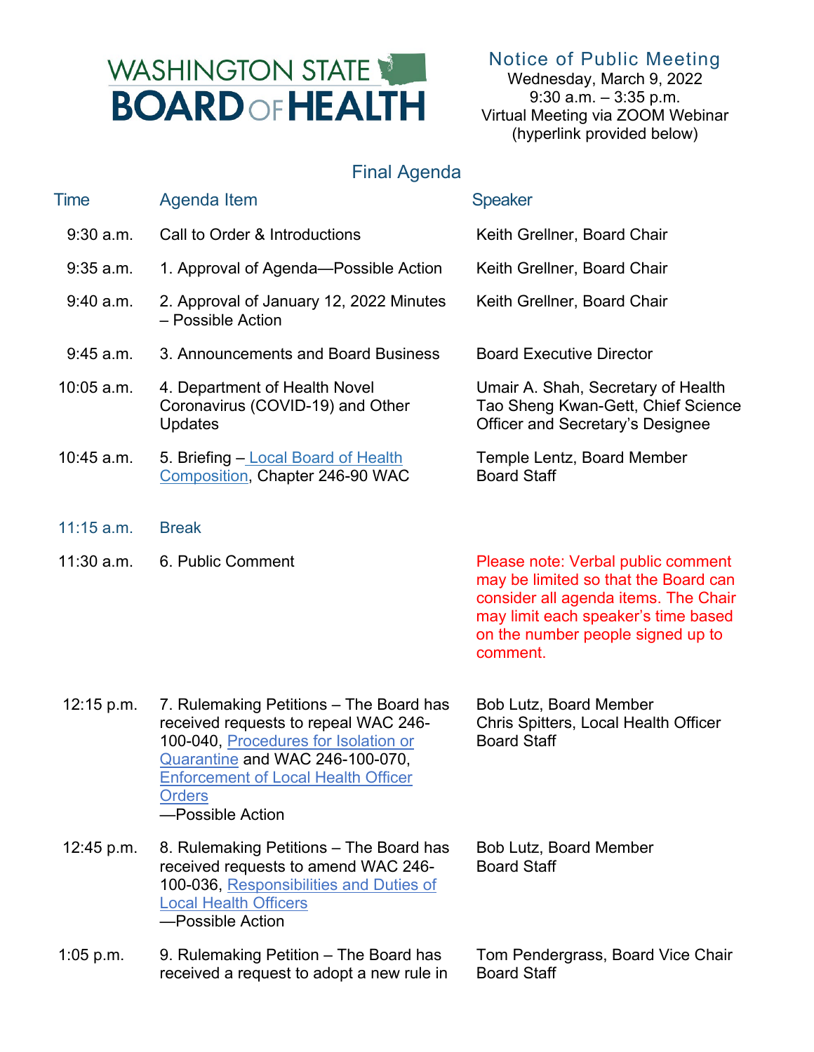# WASHINGTON STATE BOARD OF HEALTH

## Notice of Public Meeting

Wednesday, March 9, 2022
9:30 a.m. – 3:35 p.m.
Virtual Meeting via ZOOM Webinar
(hyperlink provided below)

## Final Agenda

| Time | Agenda Item | Speaker |
|---|---|---|
| 9:30 a.m. | Call to Order & Introductions | Keith Grellner, Board Chair |
| 9:35 a.m. | 1. Approval of Agenda—Possible Action | Keith Grellner, Board Chair |
| 9:40 a.m. | 2. Approval of January 12, 2022 Minutes – Possible Action | Keith Grellner, Board Chair |
| 9:45 a.m. | 3. Announcements and Board Business | Board Executive Director |
| 10:05 a.m. | 4. Department of Health Novel Coronavirus (COVID-19) and Other Updates | Umair A. Shah, Secretary of Health<br>Tao Sheng Kwan-Gett, Chief Science Officer and Secretary's Designee |
| 10:45 a.m. | 5. Briefing – Local Board of Health Composition, Chapter 246-90 WAC | Temple Lentz, Board Member<br>Board Staff |
| 11:15 a.m. | Break | |
| 11:30 a.m. | 6. Public Comment | Please note: Verbal public comment may be limited so that the Board can consider all agenda items. The Chair may limit each speaker's time based on the number people signed up to comment. |
| 12:15 p.m. | 7. Rulemaking Petitions – The Board has received requests to repeal WAC 246-100-040, Procedures for Isolation or Quarantine and WAC 246-100-070, Enforcement of Local Health Officer Orders<br>—Possible Action | Bob Lutz, Board Member<br>Chris Spitters, Local Health Officer<br>Board Staff |
| 12:45 p.m. | 8. Rulemaking Petitions – The Board has received requests to amend WAC 246-100-036, Responsibilities and Duties of Local Health Officers<br>—Possible Action | Bob Lutz, Board Member<br>Board Staff |
| 1:05 p.m. | 9. Rulemaking Petition – The Board has received a request to adopt a new rule in | Tom Pendergrass, Board Vice Chair<br>Board Staff |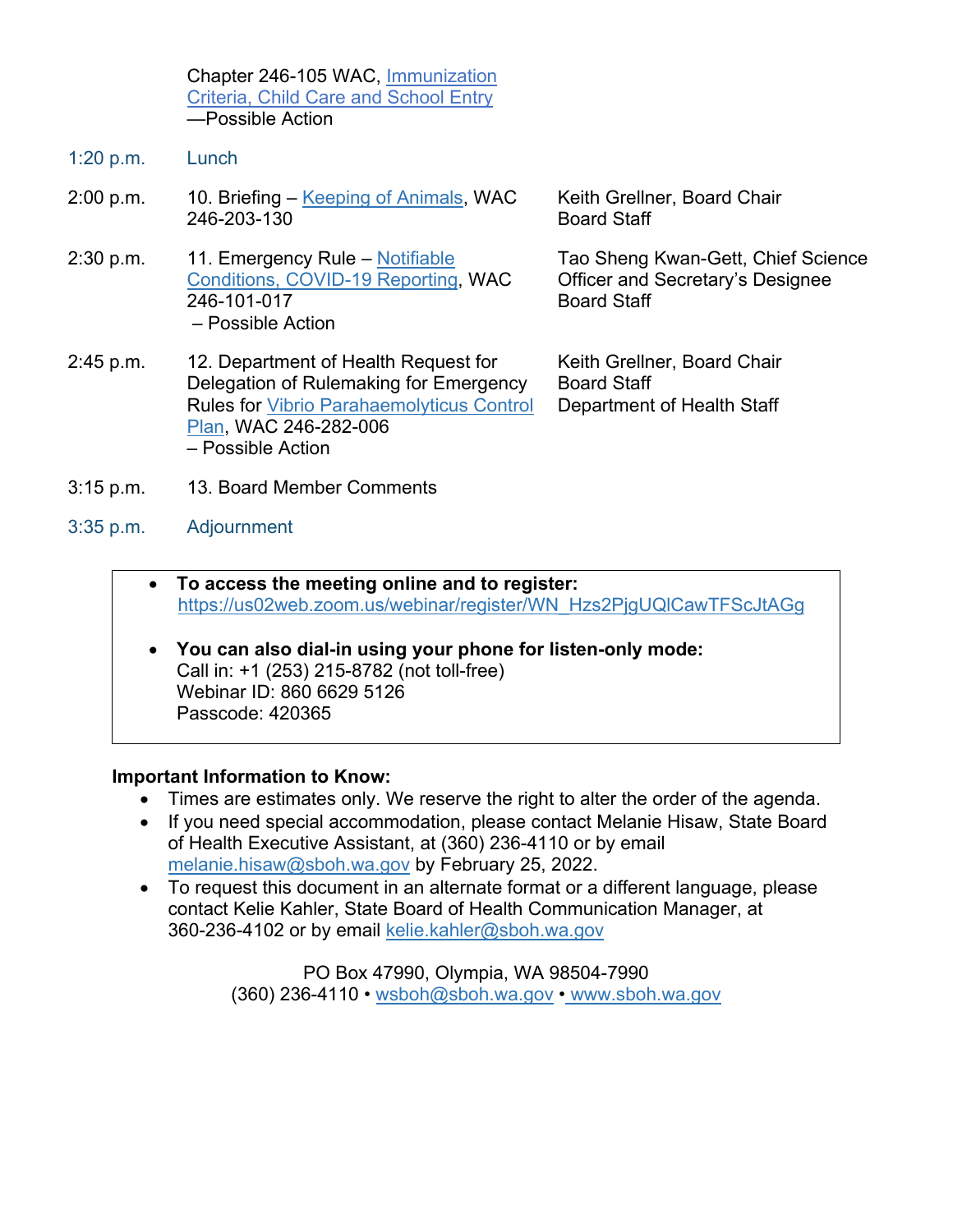| | | |
|---|---|---|
| | Chapter 246-105 WAC, Immunization Criteria, Child Care and School Entry —Possible Action | |
| 1:20 p.m. | Lunch | |
| 2:00 p.m. | 10. Briefing – Keeping of Animals, WAC 246-203-130 | Keith Grellner, Board Chair<br>Board Staff |
| 2:30 p.m. | 11. Emergency Rule – Notifiable Conditions, COVID-19 Reporting, WAC 246-101-017 – Possible Action | Tao Sheng Kwan-Gett, Chief Science Officer and Secretary's Designee<br>Board Staff |
| 2:45 p.m. | 12. Department of Health Request for Delegation of Rulemaking for Emergency Rules for Vibrio Parahaemolyticus Control Plan, WAC 246-282-006 – Possible Action | Keith Grellner, Board Chair<br>Board Staff<br>Department of Health Staff |
| 3:15 p.m. | 13. Board Member Comments | |
| 3:35 p.m. | Adjournment | |

- **To access the meeting online and to register:** https://us02web.zoom.us/webinar/register/WN_Hzs2PjgUQlCawTFScJtAGg

- **You can also dial-in using your phone for listen-only mode:**
  Call in: +1 (253) 215-8782 (not toll-free)
  Webinar ID: 860 6629 5126
  Passcode: 420365

**Important Information to Know:**

- Times are estimates only. We reserve the right to alter the order of the agenda.
- If you need special accommodation, please contact Melanie Hisaw, State Board of Health Executive Assistant, at (360) 236-4110 or by email melanie.hisaw@sboh.wa.gov by February 25, 2022.
- To request this document in an alternate format or a different language, please contact Kelie Kahler, State Board of Health Communication Manager, at 360-236-4102 or by email kelie.kahler@sboh.wa.gov

PO Box 47990, Olympia, WA 98504-7990
(360) 236-4110 • wsboh@sboh.wa.gov • www.sboh.wa.gov